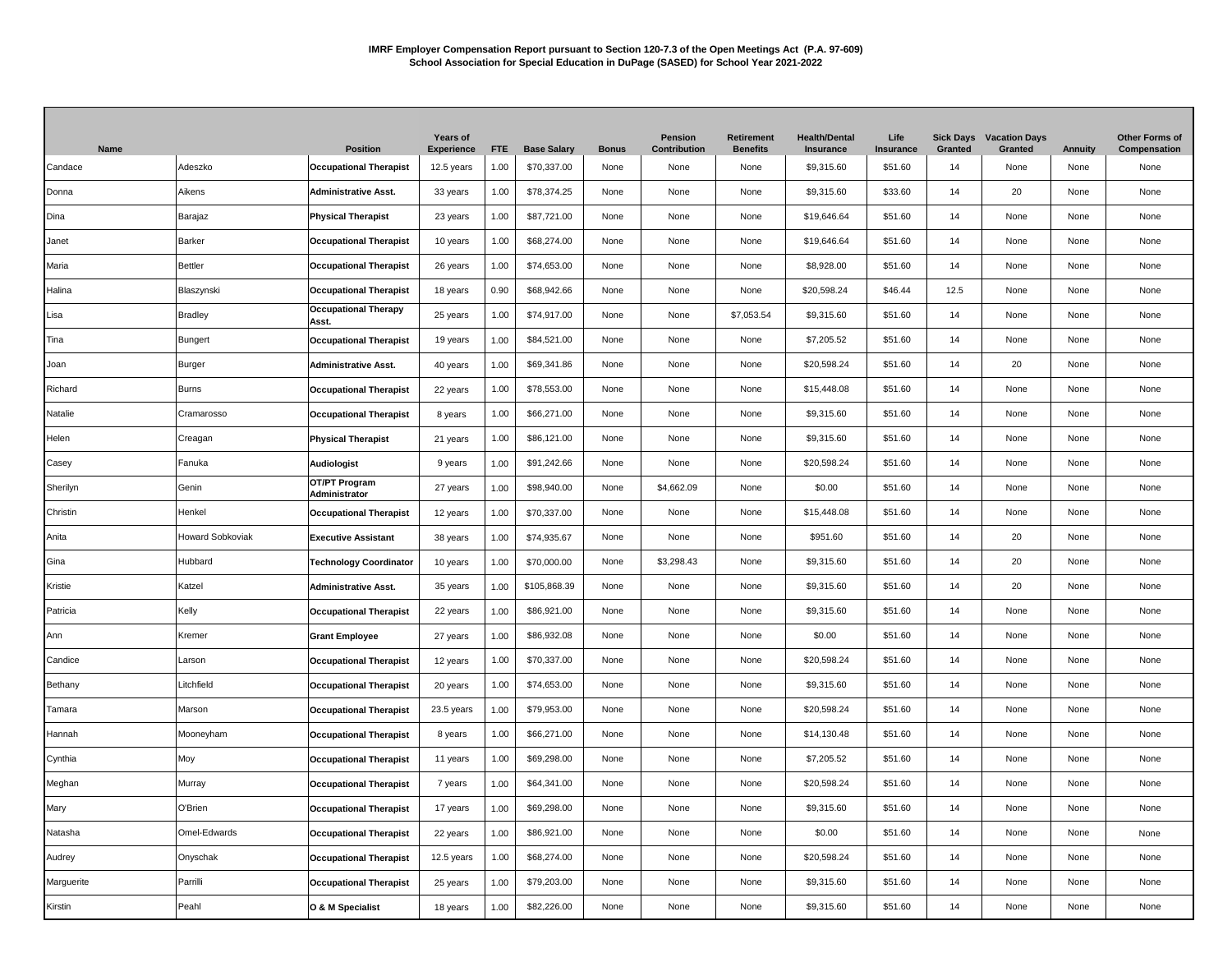**IMRF Employer Compensation Report pursuant to Section 120-7.3 of the Open Meetings Act (P.A. 97-609)**
**School Association for Special Education in DuPage (SASED) for School Year 2021-2022**

| Name | | Position | Years of Experience | FTE | Base Salary | Bonus | Pension Contribution | Retirement Benefits | Health/Dental Insurance | Life Insurance | Sick Days Granted | Vacation Days Granted | Annuity | Other Forms of Compensation |
|---|---|---|---|---|---|---|---|---|---|---|---|---|---|---|
| Candace | Adeszko | **Occupational Therapist** | 12.5 years | 1.00 | $70,337.00 | None | None | None | $9,315.60 | $51.60 | 14 | None | None | None |
| Donna | Aikens | **Administrative Asst.** | 33 years | 1.00 | $78,374.25 | None | None | None | $9,315.60 | $33.60 | 14 | 20 | None | None |
| Dina | Barajaz | **Physical Therapist** | 23 years | 1.00 | $87,721.00 | None | None | None | $19,646.64 | $51.60 | 14 | None | None | None |
| Janet | Barker | **Occupational Therapist** | 10 years | 1.00 | $68,274.00 | None | None | None | $19,646.64 | $51.60 | 14 | None | None | None |
| Maria | Bettler | **Occupational Therapist** | 26 years | 1.00 | $74,653.00 | None | None | None | $8,928.00 | $51.60 | 14 | None | None | None |
| Halina | Blaszynski | **Occupational Therapist** | 18 years | 0.90 | $68,942.66 | None | None | None | $20,598.24 | $46.44 | 12.5 | None | None | None |
| Lisa | Bradley | **Occupational Therapy Asst.** | 25 years | 1.00 | $74,917.00 | None | None | $7,053.54 | $9,315.60 | $51.60 | 14 | None | None | None |
| Tina | Bungert | **Occupational Therapist** | 19 years | 1.00 | $84,521.00 | None | None | None | $7,205.52 | $51.60 | 14 | None | None | None |
| Joan | Burger | **Administrative Asst.** | 40 years | 1.00 | $69,341.86 | None | None | None | $20,598.24 | $51.60 | 14 | 20 | None | None |
| Richard | Burns | **Occupational Therapist** | 22 years | 1.00 | $78,553.00 | None | None | None | $15,448.08 | $51.60 | 14 | None | None | None |
| Natalie | Cramarosso | **Occupational Therapist** | 8 years | 1.00 | $66,271.00 | None | None | None | $9,315.60 | $51.60 | 14 | None | None | None |
| Helen | Creagan | **Physical Therapist** | 21 years | 1.00 | $86,121.00 | None | None | None | $9,315.60 | $51.60 | 14 | None | None | None |
| Casey | Fanuka | **Audiologist** | 9 years | 1.00 | $91,242.66 | None | None | None | $20,598.24 | $51.60 | 14 | None | None | None |
| Sherilyn | Genin | **OT/PT Program Administrator** | 27 years | 1.00 | $98,940.00 | None | $4,662.09 | None | $0.00 | $51.60 | 14 | None | None | None |
| Christin | Henkel | **Occupational Therapist** | 12 years | 1.00 | $70,337.00 | None | None | None | $15,448.08 | $51.60 | 14 | None | None | None |
| Anita | Howard Sobkoviak | **Executive Assistant** | 38 years | 1.00 | $74,935.67 | None | None | None | $951.60 | $51.60 | 14 | 20 | None | None |
| Gina | Hubbard | **Technology Coordinator** | 10 years | 1.00 | $70,000.00 | None | $3,298.43 | None | $9,315.60 | $51.60 | 14 | 20 | None | None |
| Kristie | Katzel | **Administrative Asst.** | 35 years | 1.00 | $105,868.39 | None | None | None | $9,315.60 | $51.60 | 14 | 20 | None | None |
| Patricia | Kelly | **Occupational Therapist** | 22 years | 1.00 | $86,921.00 | None | None | None | $9,315.60 | $51.60 | 14 | None | None | None |
| Ann | Kremer | **Grant Employee** | 27 years | 1.00 | $86,932.08 | None | None | None | $0.00 | $51.60 | 14 | None | None | None |
| Candice | Larson | **Occupational Therapist** | 12 years | 1.00 | $70,337.00 | None | None | None | $20,598.24 | $51.60 | 14 | None | None | None |
| Bethany | Litchfield | **Occupational Therapist** | 20 years | 1.00 | $74,653.00 | None | None | None | $9,315.60 | $51.60 | 14 | None | None | None |
| Tamara | Marson | **Occupational Therapist** | 23.5 years | 1.00 | $79,953.00 | None | None | None | $20,598.24 | $51.60 | 14 | None | None | None |
| Hannah | Mooneyham | **Occupational Therapist** | 8 years | 1.00 | $66,271.00 | None | None | None | $14,130.48 | $51.60 | 14 | None | None | None |
| Cynthia | Moy | **Occupational Therapist** | 11 years | 1.00 | $69,298.00 | None | None | None | $7,205.52 | $51.60 | 14 | None | None | None |
| Meghan | Murray | **Occupational Therapist** | 7 years | 1.00 | $64,341.00 | None | None | None | $20,598.24 | $51.60 | 14 | None | None | None |
| Mary | O'Brien | **Occupational Therapist** | 17 years | 1.00 | $69,298.00 | None | None | None | $9,315.60 | $51.60 | 14 | None | None | None |
| Natasha | Omel-Edwards | **Occupational Therapist** | 22 years | 1.00 | $86,921.00 | None | None | None | $0.00 | $51.60 | 14 | None | None | None |
| Audrey | Onyschak | **Occupational Therapist** | 12.5 years | 1.00 | $68,274.00 | None | None | None | $20,598.24 | $51.60 | 14 | None | None | None |
| Marguerite | Parrilli | **Occupational Therapist** | 25 years | 1.00 | $79,203.00 | None | None | None | $9,315.60 | $51.60 | 14 | None | None | None |
| Kirstin | Peahl | **O & M Specialist** | 18 years | 1.00 | $82,226.00 | None | None | None | $9,315.60 | $51.60 | 14 | None | None | None |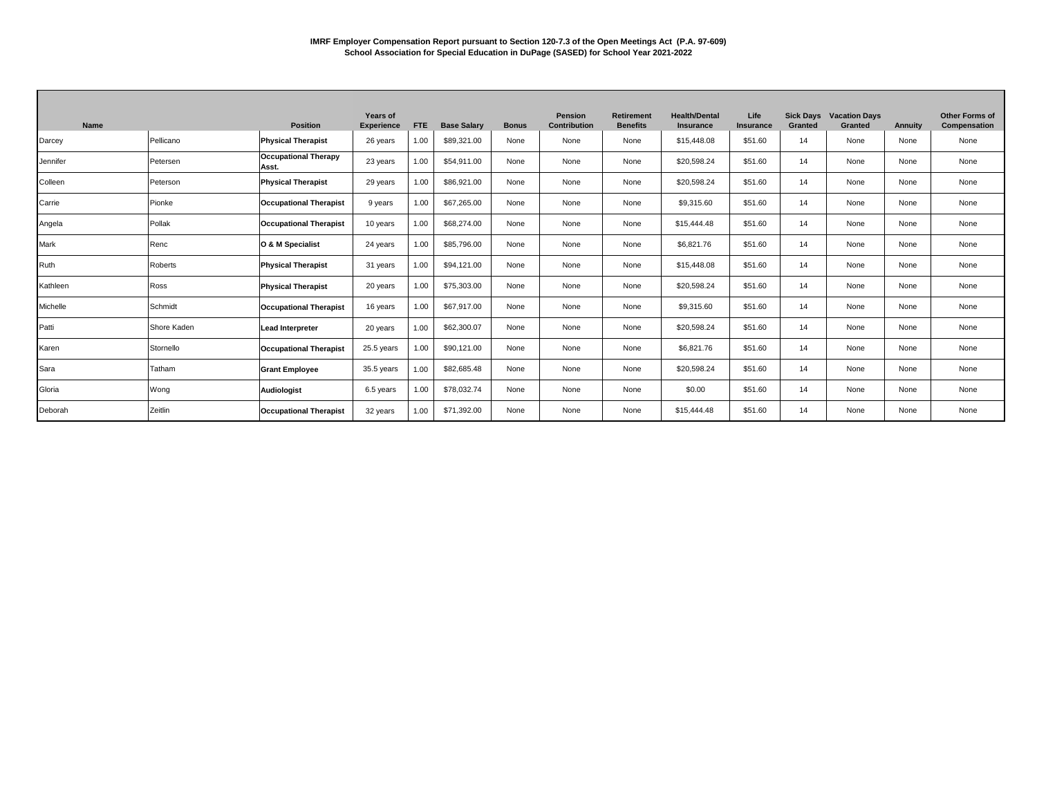**IMRF Employer Compensation Report pursuant to Section 120-7.3 of the Open Meetings Act (P.A. 97-609)**
**School Association for Special Education in DuPage (SASED) for School Year 2021-2022**

| Name | | Position | Years of Experience | FTE | Base Salary | Bonus | Pension Contribution | Retirement Benefits | Health/Dental Insurance | Life Insurance | Sick Days Granted | Vacation Days Granted | Annuity | Other Forms of Compensation |
|---|---|---|---|---|---|---|---|---|---|---|---|---|---|---|
| Darcey | Pellicano | **Physical Therapist** | 26 years | 1.00 | $89,321.00 | None | None | None | $15,448.08 | $51.60 | 14 | None | None | None |
| Jennifer | Petersen | **Occupational Therapy Asst.** | 23 years | 1.00 | $54,911.00 | None | None | None | $20,598.24 | $51.60 | 14 | None | None | None |
| Colleen | Peterson | **Physical Therapist** | 29 years | 1.00 | $86,921.00 | None | None | None | $20,598.24 | $51.60 | 14 | None | None | None |
| Carrie | Pionke | **Occupational Therapist** | 9 years | 1.00 | $67,265.00 | None | None | None | $9,315.60 | $51.60 | 14 | None | None | None |
| Angela | Pollak | **Occupational Therapist** | 10 years | 1.00 | $68,274.00 | None | None | None | $15,444.48 | $51.60 | 14 | None | None | None |
| Mark | Renc | **O & M Specialist** | 24 years | 1.00 | $85,796.00 | None | None | None | $6,821.76 | $51.60 | 14 | None | None | None |
| Ruth | Roberts | **Physical Therapist** | 31 years | 1.00 | $94,121.00 | None | None | None | $15,448.08 | $51.60 | 14 | None | None | None |
| Kathleen | Ross | **Physical Therapist** | 20 years | 1.00 | $75,303.00 | None | None | None | $20,598.24 | $51.60 | 14 | None | None | None |
| Michelle | Schmidt | **Occupational Therapist** | 16 years | 1.00 | $67,917.00 | None | None | None | $9,315.60 | $51.60 | 14 | None | None | None |
| Patti | Shore Kaden | **Lead Interpreter** | 20 years | 1.00 | $62,300.07 | None | None | None | $20,598.24 | $51.60 | 14 | None | None | None |
| Karen | Stornello | **Occupational Therapist** | 25.5 years | 1.00 | $90,121.00 | None | None | None | $6,821.76 | $51.60 | 14 | None | None | None |
| Sara | Tatham | **Grant Employee** | 35.5 years | 1.00 | $82,685.48 | None | None | None | $20,598.24 | $51.60 | 14 | None | None | None |
| Gloria | Wong | **Audiologist** | 6.5 years | 1.00 | $78,032.74 | None | None | None | $0.00 | $51.60 | 14 | None | None | None |
| Deborah | Zeitlin | **Occupational Therapist** | 32 years | 1.00 | $71,392.00 | None | None | None | $15,444.48 | $51.60 | 14 | None | None | None |